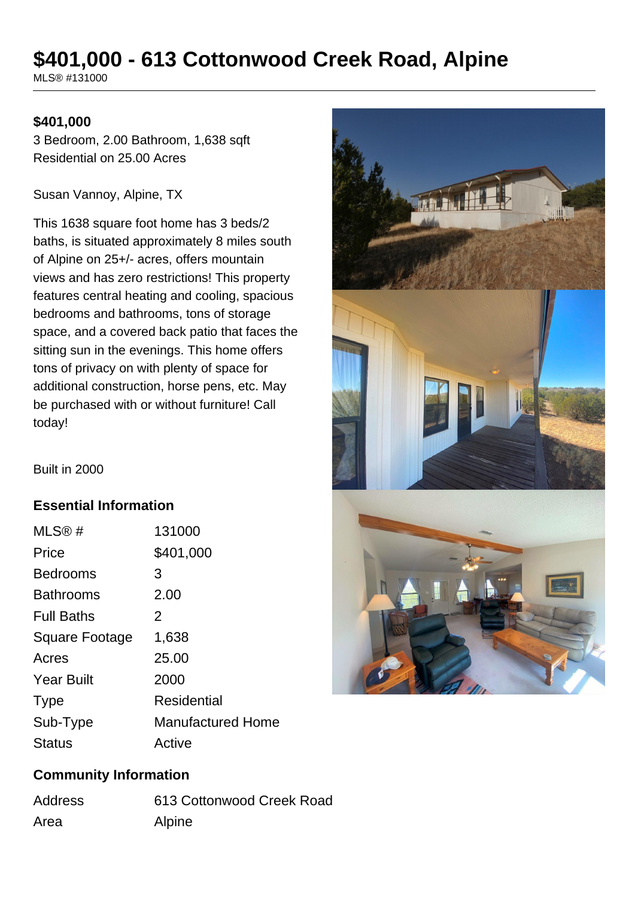# $401,000 - 613 Cottonwood Creek Road, Alpine

MLS® #131000

**$401,000**

3 Bedroom, 2.00 Bathroom, 1,638 sqft
Residential on 25.00 Acres

Susan Vannoy, Alpine, TX

This 1638 square foot home has 3 beds/2 baths, is situated approximately 8 miles south of Alpine on 25+/- acres, offers mountain views and has zero restrictions! This property features central heating and cooling, spacious bedrooms and bathrooms, tons of storage space, and a covered back patio that faces the sitting sun in the evenings. This home offers tons of privacy on with plenty of space for additional construction, horse pens, etc. May be purchased with or without furniture! Call today!

Built in 2000

## Essential Information

| | |
|---|---|
| MLS® # | 131000 |
| Price | $401,000 |
| Bedrooms | 3 |
| Bathrooms | 2.00 |
| Full Baths | 2 |
| Square Footage | 1,638 |
| Acres | 25.00 |
| Year Built | 2000 |
| Type | Residential |
| Sub-Type | Manufactured Home |
| Status | Active |

## Community Information

| | |
|---|---|
| Address | 613 Cottonwood Creek Road |
| Area | Alpine |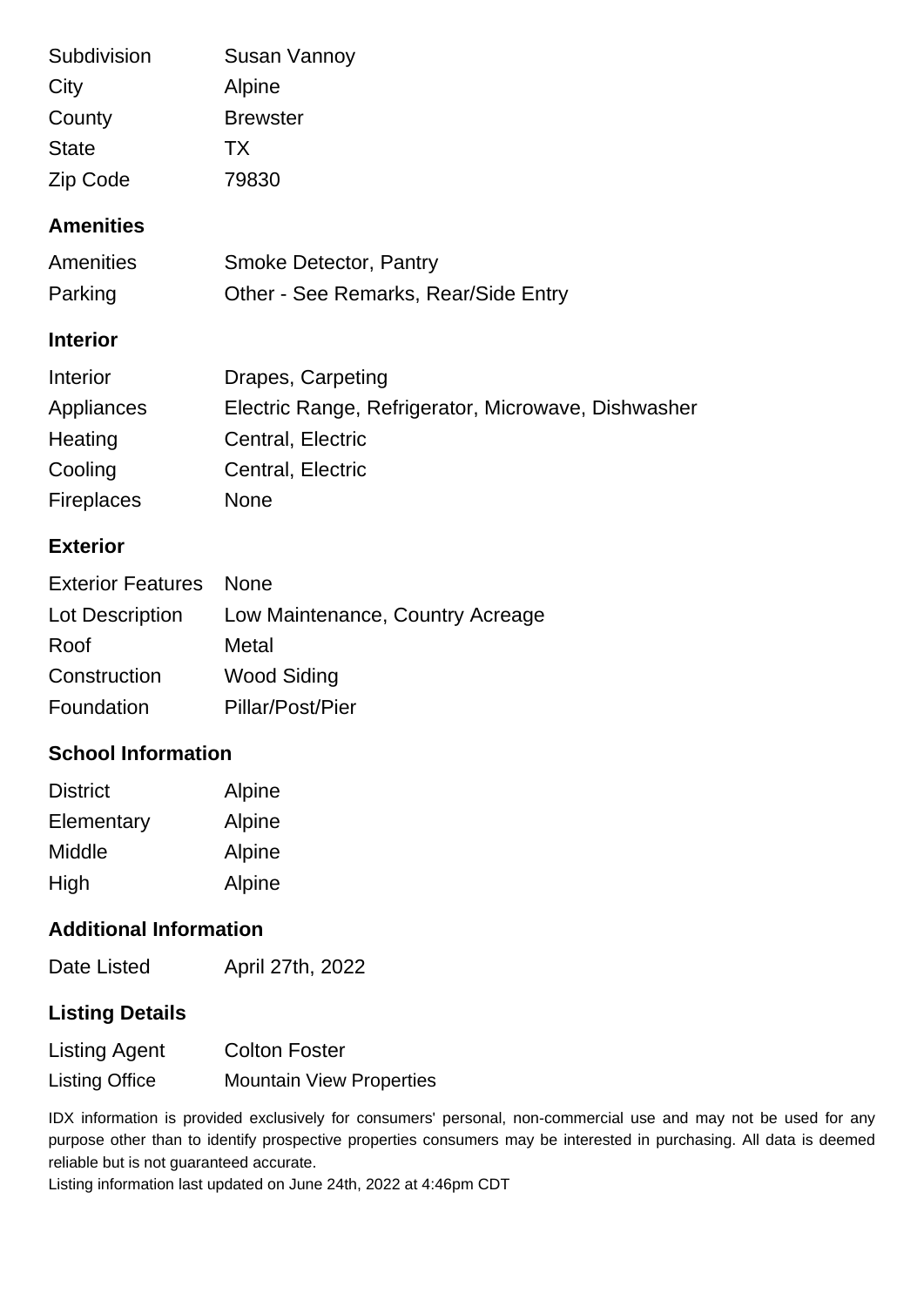| | |
|---|---|
| Subdivision | Susan Vannoy |
| City | Alpine |
| County | Brewster |
| State | TX |
| Zip Code | 79830 |

## Amenities

| | |
|---|---|
| Amenities | Smoke Detector, Pantry |
| Parking | Other - See Remarks, Rear/Side Entry |

## Interior

| | |
|---|---|
| Interior | Drapes, Carpeting |
| Appliances | Electric Range, Refrigerator, Microwave, Dishwasher |
| Heating | Central, Electric |
| Cooling | Central, Electric |
| Fireplaces | None |

## Exterior

| | |
|---|---|
| Exterior Features | None |
| Lot Description | Low Maintenance, Country Acreage |
| Roof | Metal |
| Construction | Wood Siding |
| Foundation | Pillar/Post/Pier |

## School Information

| | |
|---|---|
| District | Alpine |
| Elementary | Alpine |
| Middle | Alpine |
| High | Alpine |

## Additional Information

| | |
|---|---|
| Date Listed | April 27th, 2022 |

## Listing Details

| | |
|---|---|
| Listing Agent | Colton Foster |
| Listing Office | Mountain View Properties |

IDX information is provided exclusively for consumers' personal, non-commercial use and may not be used for any purpose other than to identify prospective properties consumers may be interested in purchasing. All data is deemed reliable but is not guaranteed accurate.

Listing information last updated on June 24th, 2022 at 4:46pm CDT